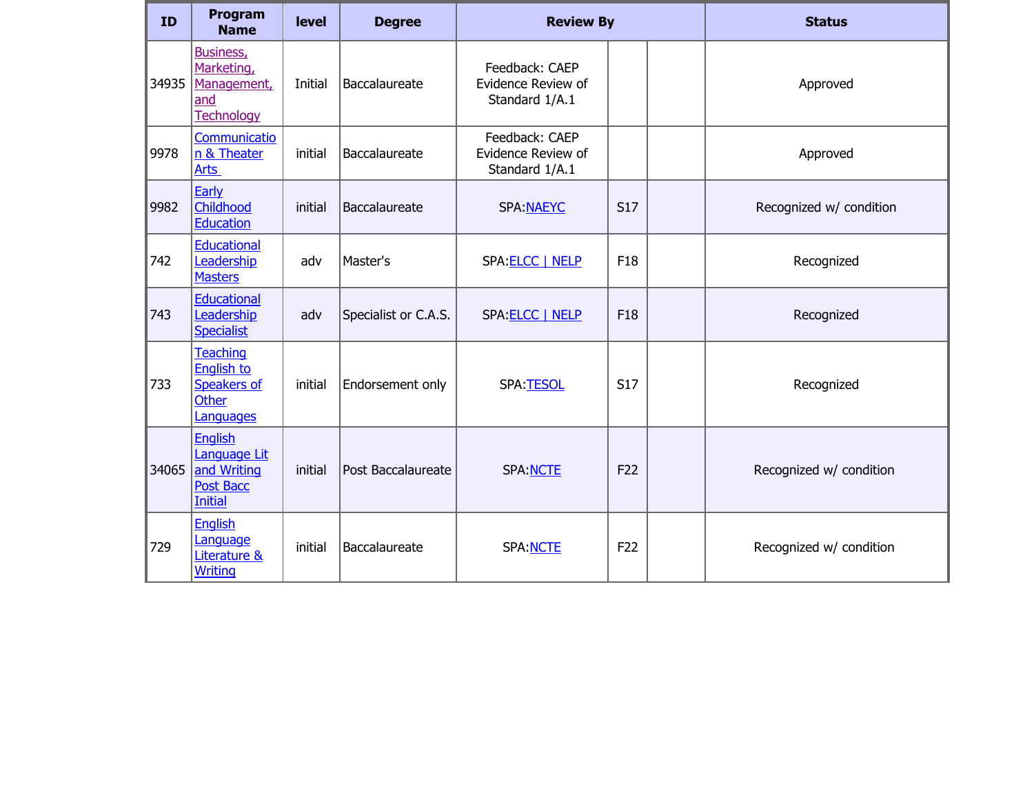| ID | Program Name | level | Degree | Review By | | | Status |
|---|---|---|---|---|---|---|---|
| 34935 | Business, Marketing, Management, and Technology | Initial | Baccalaureate | Feedback: CAEP Evidence Review of Standard 1/A.1 | | | Approved |
| 9978 | Communication & Theater Arts | initial | Baccalaureate | Feedback: CAEP Evidence Review of Standard 1/A.1 | | | Approved |
| 9982 | Early Childhood Education | initial | Baccalaureate | SPA:NAEYC | S17 | | Recognized w/ condition |
| 742 | Educational Leadership Masters | adv | Master's | SPA:ELCC \| NELP | F18 | | Recognized |
| 743 | Educational Leadership Specialist | adv | Specialist or C.A.S. | SPA:ELCC \| NELP | F18 | | Recognized |
| 733 | Teaching English to Speakers of Other Languages | initial | Endorsement only | SPA:TESOL | S17 | | Recognized |
| 34065 | English Language Lit and Writing Post Bacc Initial | initial | Post Baccalaureate | SPA:NCTE | F22 | | Recognized w/ condition |
| 729 | English Language Literature & Writing | initial | Baccalaureate | SPA:NCTE | F22 | | Recognized w/ condition |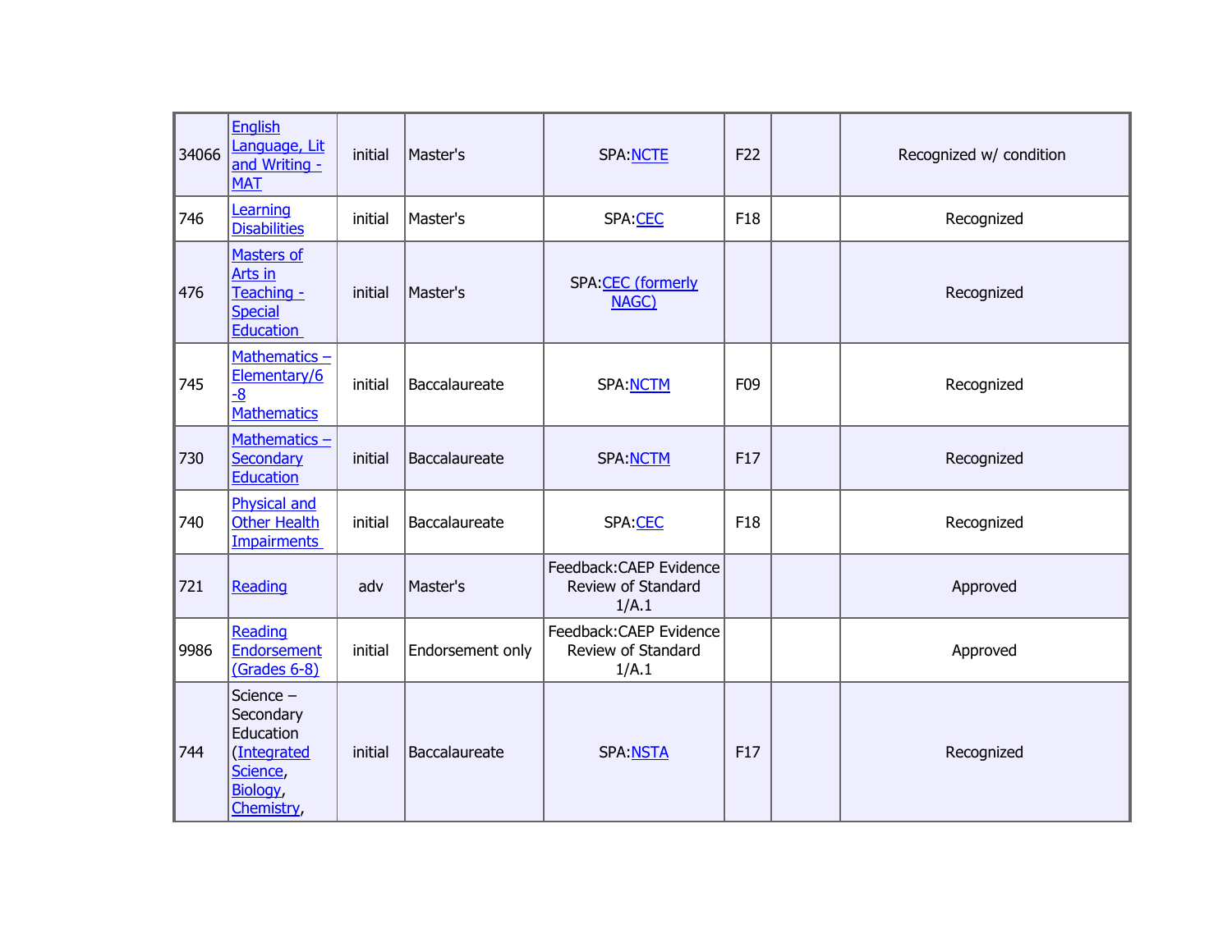| | | | | | | | |
|---|---|---|---|---|---|---|---|
| 34066 | English Language, Lit and Writing - MAT | initial | Master's | SPA:NCTE | F22 | | Recognized w/ condition |
| 746 | Learning Disabilities | initial | Master's | SPA:CEC | F18 | | Recognized |
| 476 | Masters of Arts in Teaching - Special Education | initial | Master's | SPA:CEC (formerly NAGC) | | | Recognized |
| 745 | Mathematics – Elementary/6-8 Mathematics | initial | Baccalaureate | SPA:NCTM | F09 | | Recognized |
| 730 | Mathematics – Secondary Education | initial | Baccalaureate | SPA:NCTM | F17 | | Recognized |
| 740 | Physical and Other Health Impairments | initial | Baccalaureate | SPA:CEC | F18 | | Recognized |
| 721 | Reading | adv | Master's | Feedback:CAEP Evidence Review of Standard 1/A.1 | | | Approved |
| 9986 | Reading Endorsement (Grades 6-8) | initial | Endorsement only | Feedback:CAEP Evidence Review of Standard 1/A.1 | | | Approved |
| 744 | Science – Secondary Education (Integrated Science, Biology, Chemistry, | initial | Baccalaureate | SPA:NSTA | F17 | | Recognized |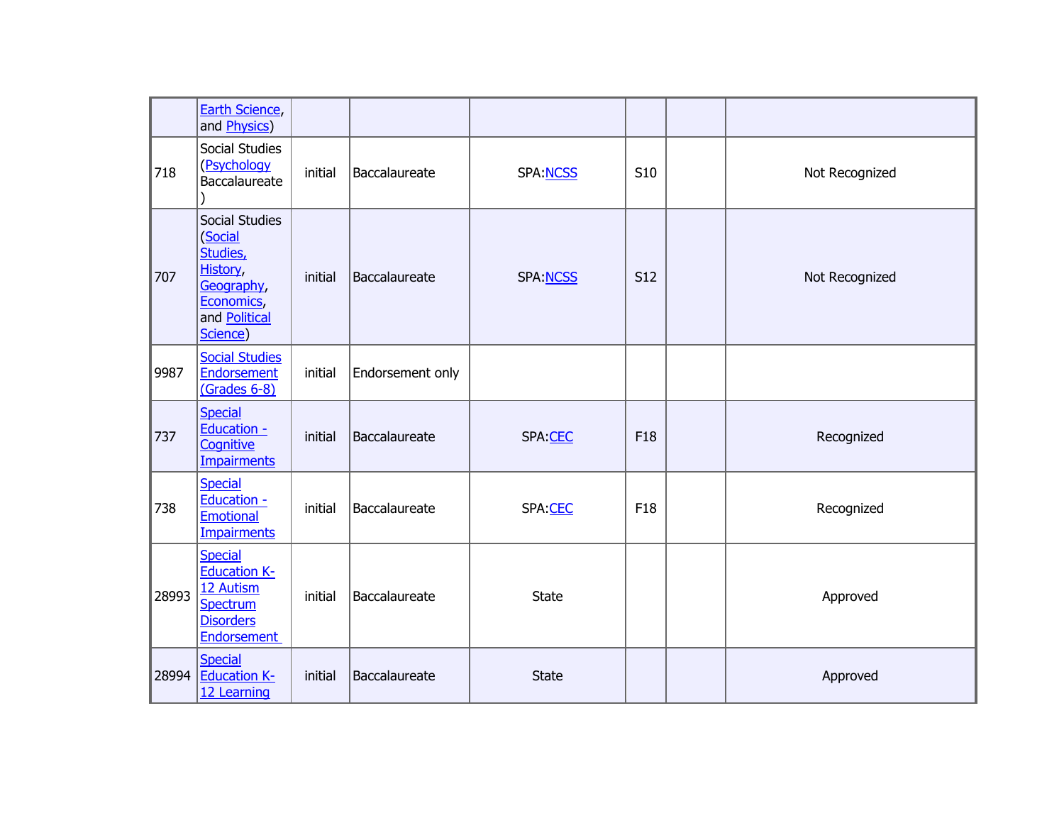| | | | | | | | |
|---|---|---|---|---|---|---|---|
| | Earth Science, and Physics) | | | | | | |
| 718 | Social Studies (Psychology Baccalaureate ) | initial | Baccalaureate | SPA:NCSS | S10 | | Not Recognized |
| 707 | Social Studies (Social Studies, History, Geography, Economics, and Political Science) | initial | Baccalaureate | SPA:NCSS | S12 | | Not Recognized |
| 9987 | Social Studies Endorsement (Grades 6-8) | initial | Endorsement only | | | | |
| 737 | Special Education - Cognitive Impairments | initial | Baccalaureate | SPA:CEC | F18 | | Recognized |
| 738 | Special Education - Emotional Impairments | initial | Baccalaureate | SPA:CEC | F18 | | Recognized |
| 28993 | Special Education K-12 Autism Spectrum Disorders Endorsement | initial | Baccalaureate | State | | | Approved |
| 28994 | Special Education K-12 Learning | initial | Baccalaureate | State | | | Approved |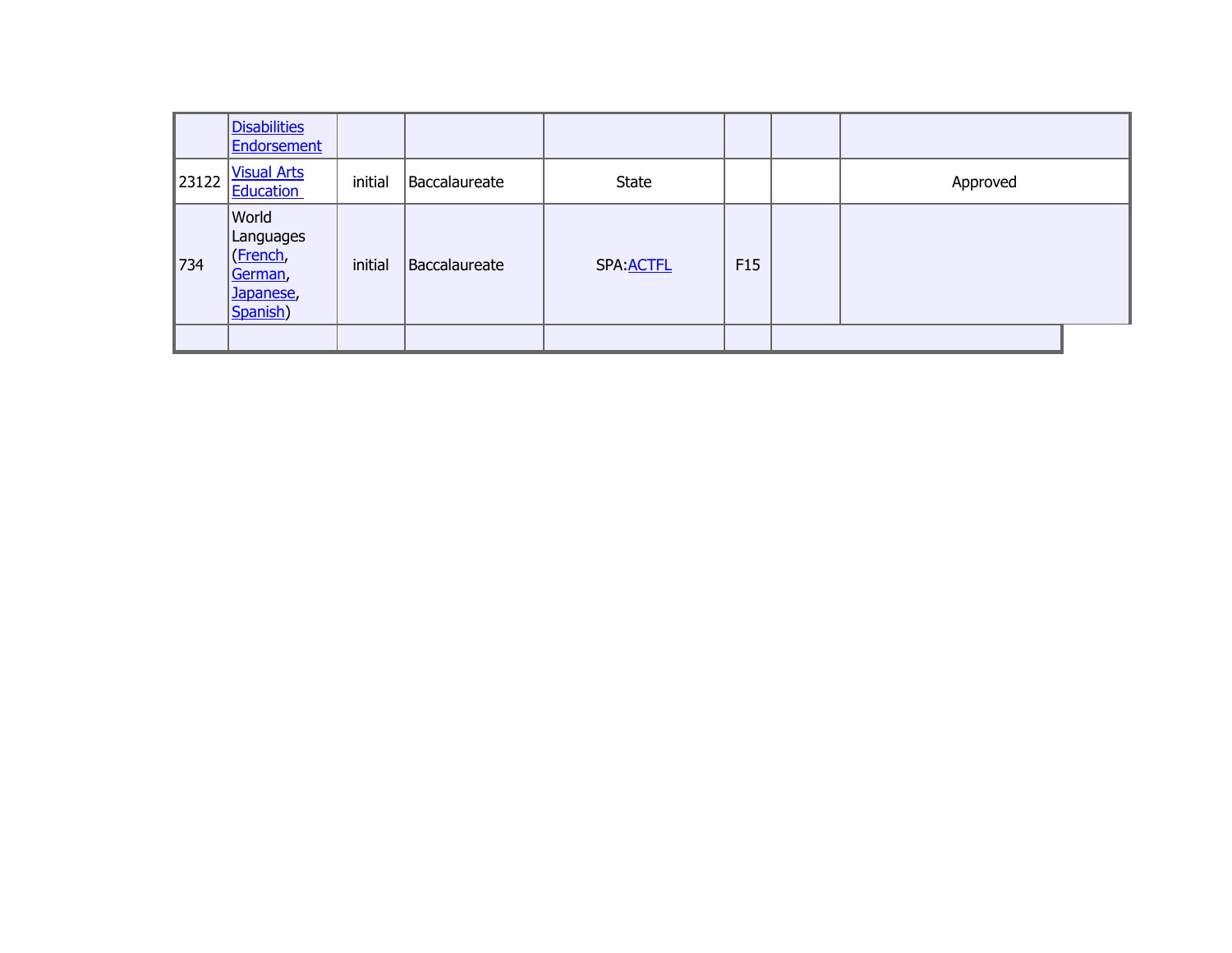| | | | | | | | |
|---|---|---|---|---|---|---|---|
| | Disabilities Endorsement | | | | | | |
| 23122 | Visual Arts Education | initial | Baccalaureate | State | | | Approved |
| 734 | World Languages (French, German, Japanese, Spanish) | initial | Baccalaureate | SPA:ACTFL | F15 | | |
| | | | | | | | |